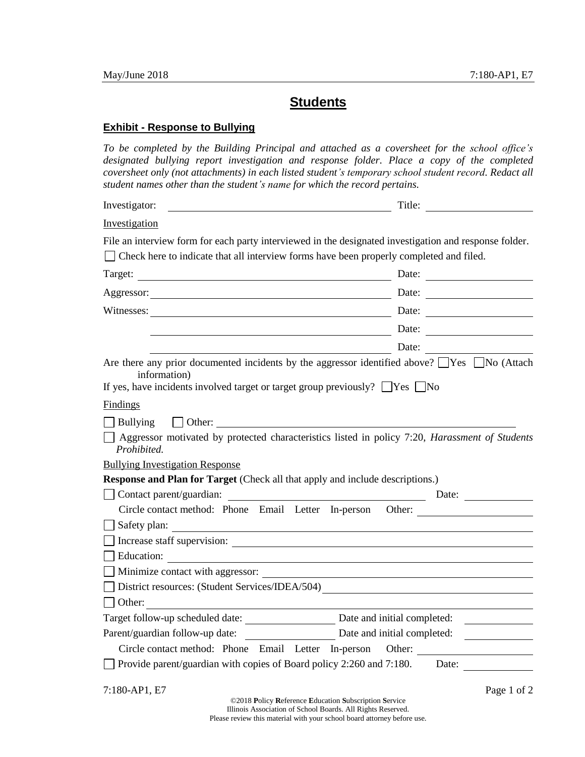# Students

## Exhibit - Response to Bullying

*To be completed by the Building Principal and attached as a coversheet for the school office's designated bullying report investigation and response folder. Place a copy of the completed coversheet only (not attachments) in each listed student's temporary school student record. Redact all student names other than the student's name for which the record pertains.*

Investigator: ______________________________ Title: ______________

Investigation

File an interview form for each party interviewed in the designated investigation and response folder.

☐ Check here to indicate that all interview forms have been properly completed and filed.

Target: ______________________________ Date: ______________

Aggressor: ______________________________ Date: ______________

Witnesses: ______________________________ Date: ______________

______________________________ Date: ______________

______________________________ Date: ______________

Are there any prior documented incidents by the aggressor identified above? ☐Yes ☐No (Attach information)

If yes, have incidents involved target or target group previously? ☐Yes ☐No

Findings

☐ Bullying ☐ Other: ______________________________

☐ Aggressor motivated by protected characteristics listed in policy 7:20, *Harassment of Students Prohibited.*

Bullying Investigation Response

**Response and Plan for Target** (Check all that apply and include descriptions.)

☐ Contact parent/guardian: ______________________________ Date: ______________

Circle contact method: Phone Email Letter In-person Other: ______________

☐ Safety plan: ______________________________

☐ Increase staff supervision: ______________________________

☐ Education: ______________________________

☐ Minimize contact with aggressor: ______________________________

☐ District resources: (Student Services/IDEA/504) ______________________________

☐ Other: ______________________________

Target follow-up scheduled date: ______________ Date and initial completed: ______________

Parent/guardian follow-up date: ______________ Date and initial completed: ______________

Circle contact method: Phone Email Letter In-person Other: ______________

☐ Provide parent/guardian with copies of Board policy 2:260 and 7:180. Date: ______________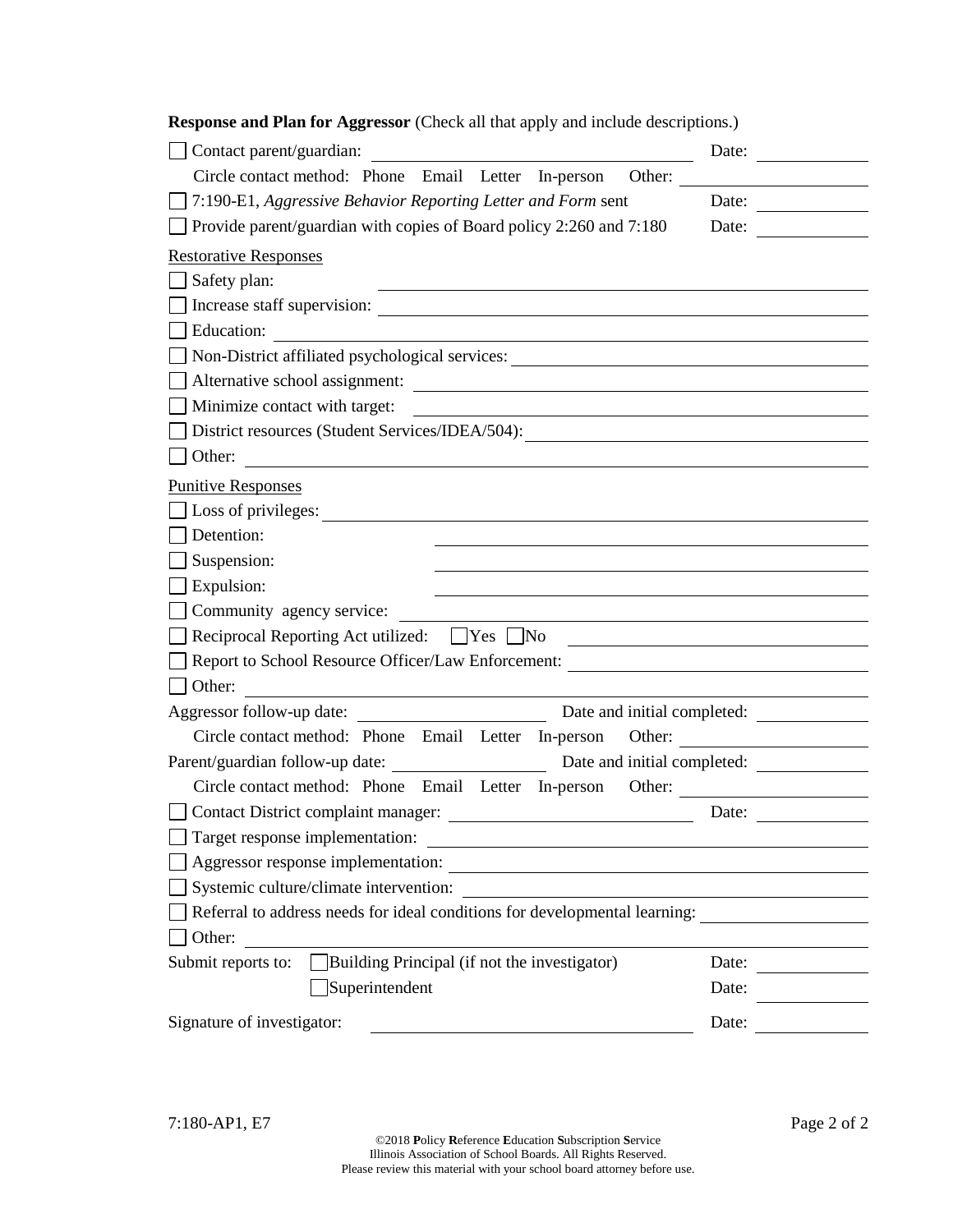**Response and Plan for Aggressor** (Check all that apply and include descriptions.)

☐ Contact parent/guardian: ______________________ Date: __________

Circle contact method: Phone Email Letter In-person Other: __________

☐ 7:190-E1, *Aggressive Behavior Reporting Letter and Form* sent Date: __________

☐ Provide parent/guardian with copies of Board policy 2:260 and 7:180 Date: __________

Restorative Responses

☐ Safety plan: ______________________

☐ Increase staff supervision: ______________________

☐ Education: ______________________

☐ Non-District affiliated psychological services: ______________________

☐ Alternative school assignment: ______________________

☐ Minimize contact with target: ______________________

☐ District resources (Student Services/IDEA/504): ______________________

☐ Other: ______________________

Punitive Responses

☐ Loss of privileges: ______________________

☐ Detention: ______________________

☐ Suspension: ______________________

☐ Expulsion: ______________________

☐ Community agency service: ______________________

☐ Reciprocal Reporting Act utilized: ☐Yes ☐No ______________________

☐ Report to School Resource Officer/Law Enforcement: ______________________

☐ Other: ______________________

Aggressor follow-up date: __________ Date and initial completed: __________

Circle contact method: Phone Email Letter In-person Other: __________

Parent/guardian follow-up date: __________ Date and initial completed: __________

Circle contact method: Phone Email Letter In-person Other: __________

☐ Contact District complaint manager: ______________________ Date: __________

☐ Target response implementation: ______________________

☐ Aggressor response implementation: ______________________

☐ Systemic culture/climate intervention: ______________________

☐ Referral to address needs for ideal conditions for developmental learning: __________

☐ Other: ______________________

Submit reports to: ☐Building Principal (if not the investigator) Date: __________

☐Superintendent Date: __________

Signature of investigator: ______________________ Date: __________

7:180-AP1, E7

©2018 **P**olicy **R**eference **E**ducation **S**ubscription **S**ervice
Illinois Association of School Boards. All Rights Reserved.
Please review this material with your school board attorney before use.